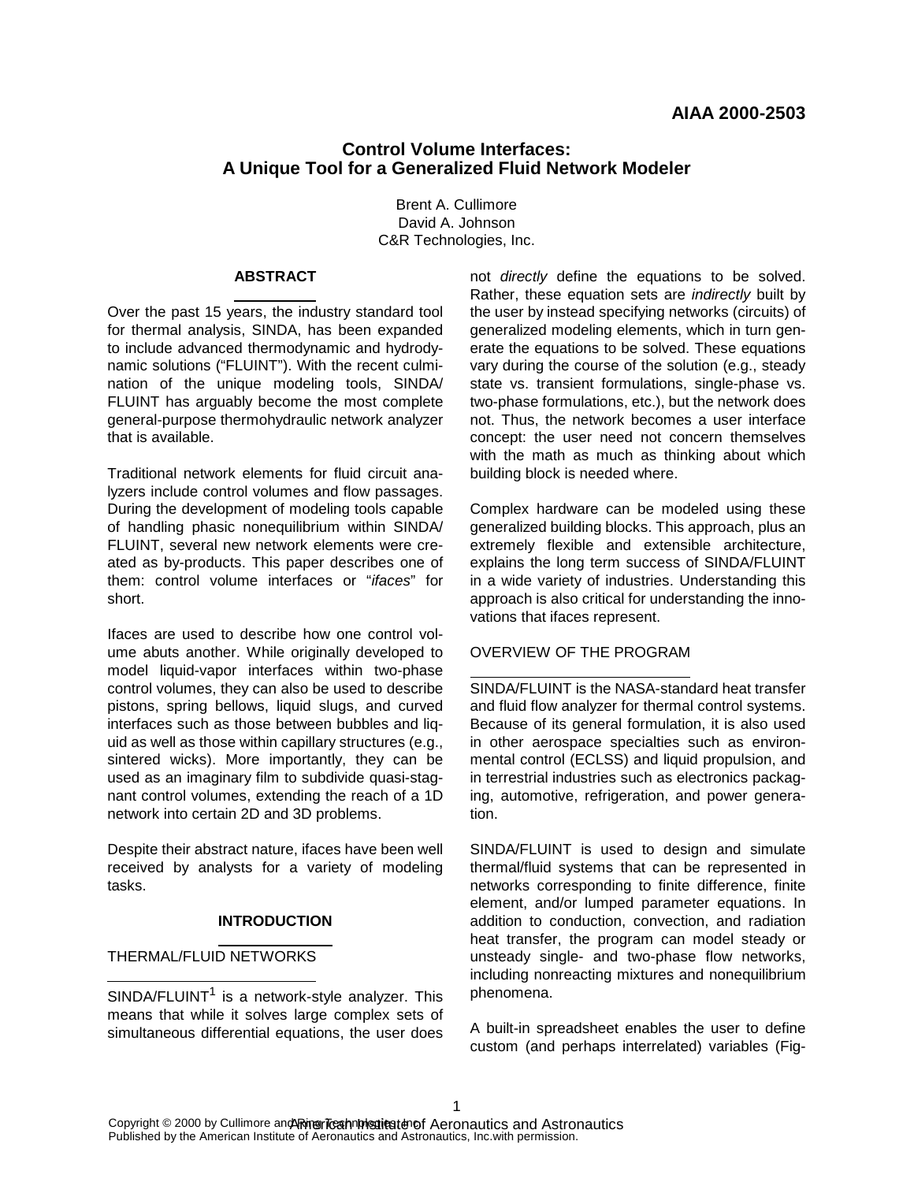AIAA 2000-2503

# Control Volume Interfaces: A Unique Tool for a Generalized Fluid Network Modeler

Brent A. Cullimore
David A. Johnson
C&R Technologies, Inc.

## ABSTRACT

Over the past 15 years, the industry standard tool for thermal analysis, SINDA, has been expanded to include advanced thermodynamic and hydrodynamic solutions ("FLUINT"). With the recent culmination of the unique modeling tools, SINDA/FLUINT has arguably become the most complete general-purpose thermohydraulic network analyzer that is available.

Traditional network elements for fluid circuit analyzers include control volumes and flow passages. During the development of modeling tools capable of handling phasic nonequilibrium within SINDA/FLUINT, several new network elements were created as by-products. This paper describes one of them: control volume interfaces or "*ifaces*" for short.

Ifaces are used to describe how one control volume abuts another. While originally developed to model liquid-vapor interfaces within two-phase control volumes, they can also be used to describe pistons, spring bellows, liquid slugs, and curved interfaces such as those between bubbles and liquid as well as those within capillary structures (e.g., sintered wicks). More importantly, they can be used as an imaginary film to subdivide quasi-stagnant control volumes, extending the reach of a 1D network into certain 2D and 3D problems.

Despite their abstract nature, ifaces have been well received by analysts for a variety of modeling tasks.

## INTRODUCTION

### THERMAL/FLUID NETWORKS

SINDA/FLUINT[1] is a network-style analyzer. This means that while it solves large complex sets of simultaneous differential equations, the user does not *directly* define the equations to be solved. Rather, these equation sets are *indirectly* built by the user by instead specifying networks (circuits) of generalized modeling elements, which in turn generate the equations to be solved. These equations vary during the course of the solution (e.g., steady state vs. transient formulations, single-phase vs. two-phase formulations, etc.), but the network does not. Thus, the network becomes a user interface concept: the user need not concern themselves with the math as much as thinking about which building block is needed where.

Complex hardware can be modeled using these generalized building blocks. This approach, plus an extremely flexible and extensible architecture, explains the long term success of SINDA/FLUINT in a wide variety of industries. Understanding this approach is also critical for understanding the innovations that ifaces represent.

### OVERVIEW OF THE PROGRAM

SINDA/FLUINT is the NASA-standard heat transfer and fluid flow analyzer for thermal control systems. Because of its general formulation, it is also used in other aerospace specialties such as environmental control (ECLSS) and liquid propulsion, and in terrestrial industries such as electronics packaging, automotive, refrigeration, and power generation.

SINDA/FLUINT is used to design and simulate thermal/fluid systems that can be represented in networks corresponding to finite difference, finite element, and/or lumped parameter equations. In addition to conduction, convection, and radiation heat transfer, the program can model steady or unsteady single- and two-phase flow networks, including nonreacting mixtures and nonequilibrium phenomena.

A built-in spreadsheet enables the user to define custom (and perhaps interrelated) variables (Fig-

Copyright © 2000 by Cullimore and Ring Technologies, Inc. Published by the American Institute of Aeronautics and Astronautics, Inc. with permission.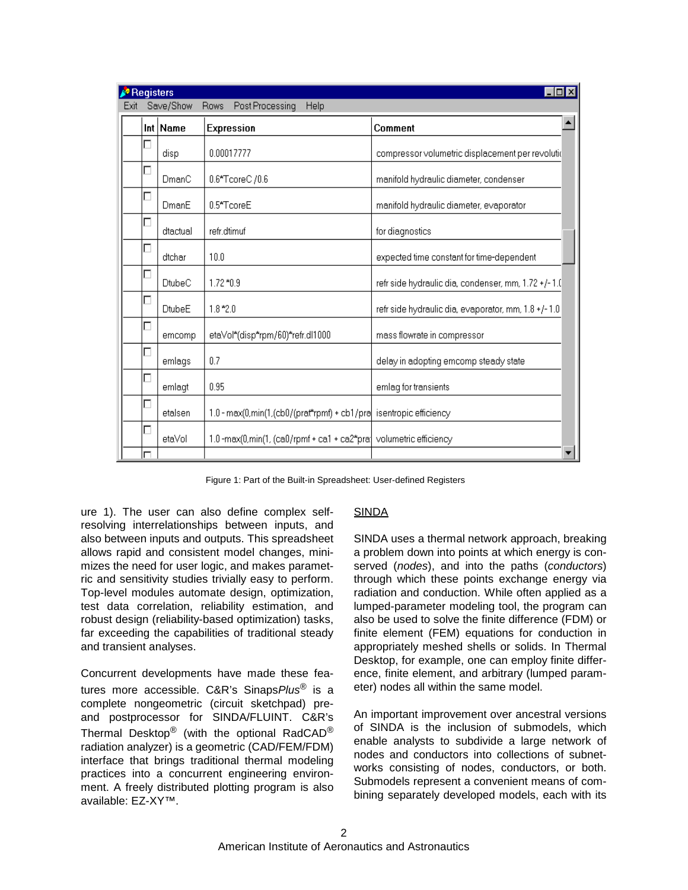| Int | Name | Expression | Comment |
|---|---|---|---|
| ☐ | disp | 0.00017777 | compressor volumetric displacement per revoluti |
| ☐ | DmanC | 0.6*TcoreC /0.6 | manifold hydraulic diameter, condenser |
| ☐ | DmanE | 0.5*TcoreE | manifold hydraulic diameter, evaporator |
| ☐ | dtactual | refr.dtimuf | for diagnostics |
| ☐ | dtchar | 10.0 | expected time constant for time-dependent |
| ☐ | DtubeC | 1.72*0.9 | refr side hydraulic dia, condenser, mm, 1.72 +/- 1.( |
| ☐ | DtubeE | 1.8*2.0 | refr side hydraulic dia, evaporator, mm, 1.8 +/- 1.0 |
| ☐ | emcomp | etaVol*(disp*rpm/60)*refr.dl1000 | mass flowrate in compressor |
| ☐ | emlags | 0.7 | delay in adopting emcomp steady state |
| ☐ | emlagt | 0.95 | emlag for transients |
| ☐ | etalsen | 1.0 - max(0,min(1,(cb0/(prat*rpmf) + cb1/pra | isentropic efficiency |
| ☐ | etaVol | 1.0 -max(0,min(1, (ca0/rpmf + ca1 + ca2*pra | volumetric efficiency |

Figure 1: Part of the Built-in Spreadsheet: User-defined Registers

ure 1). The user can also define complex self-resolving interrelationships between inputs, and also between inputs and outputs. This spreadsheet allows rapid and consistent model changes, minimizes the need for user logic, and makes parametric and sensitivity studies trivially easy to perform. Top-level modules automate design, optimization, test data correlation, reliability estimation, and robust design (reliability-based optimization) tasks, far exceeding the capabilities of traditional steady and transient analyses.

Concurrent developments have made these features more accessible. C&R's Sinaps*Plus*® is a complete nongeometric (circuit sketchpad) pre- and postprocessor for SINDA/FLUINT. C&R's Thermal Desktop® (with the optional RadCAD® radiation analyzer) is a geometric (CAD/FEM/FDM) interface that brings traditional thermal modeling practices into a concurrent engineering environment. A freely distributed plotting program is also available: EZ-XY™.

## SINDA

SINDA uses a thermal network approach, breaking a problem down into points at which energy is conserved (*nodes*), and into the paths (*conductors*) through which these points exchange energy via radiation and conduction. While often applied as a lumped-parameter modeling tool, the program can also be used to solve the finite difference (FDM) or finite element (FEM) equations for conduction in appropriately meshed shells or solids. In Thermal Desktop, for example, one can employ finite difference, finite element, and arbitrary (lumped parameter) nodes all within the same model.

An important improvement over ancestral versions of SINDA is the inclusion of submodels, which enable analysts to subdivide a large network of nodes and conductors into collections of subnetworks consisting of nodes, conductors, or both. Submodels represent a convenient means of combining separately developed models, each with its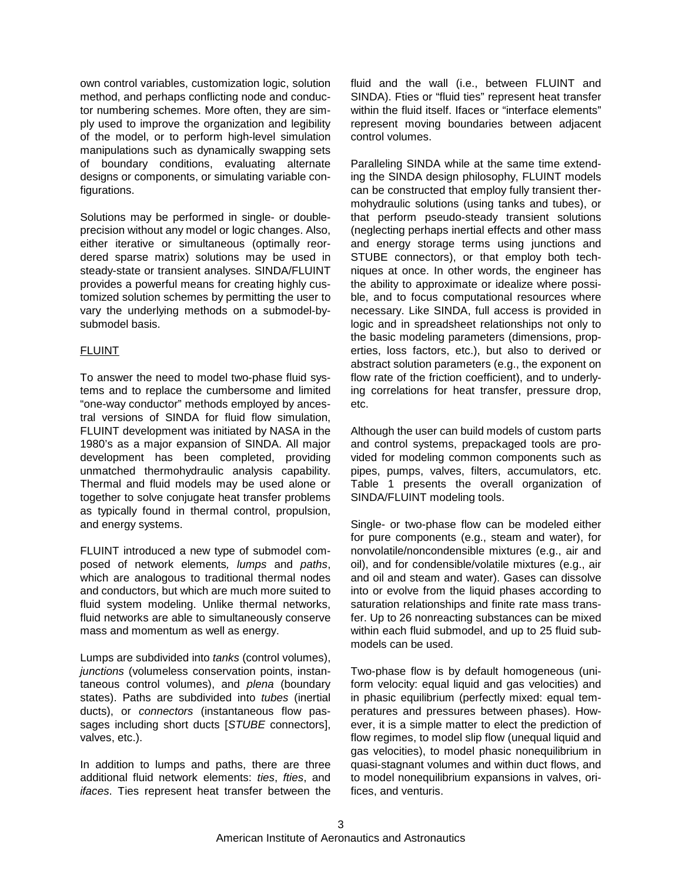own control variables, customization logic, solution method, and perhaps conflicting node and conductor numbering schemes. More often, they are simply used to improve the organization and legibility of the model, or to perform high-level simulation manipulations such as dynamically swapping sets of boundary conditions, evaluating alternate designs or components, or simulating variable configurations.

Solutions may be performed in single- or double-precision without any model or logic changes. Also, either iterative or simultaneous (optimally reordered sparse matrix) solutions may be used in steady-state or transient analyses. SINDA/FLUINT provides a powerful means for creating highly customized solution schemes by permitting the user to vary the underlying methods on a submodel-by-submodel basis.

## FLUINT

To answer the need to model two-phase fluid systems and to replace the cumbersome and limited "one-way conductor" methods employed by ancestral versions of SINDA for fluid flow simulation, FLUINT development was initiated by NASA in the 1980's as a major expansion of SINDA. All major development has been completed, providing unmatched thermohydraulic analysis capability. Thermal and fluid models may be used alone or together to solve conjugate heat transfer problems as typically found in thermal control, propulsion, and energy systems.

FLUINT introduced a new type of submodel composed of network elements, *lumps* and *paths*, which are analogous to traditional thermal nodes and conductors, but which are much more suited to fluid system modeling. Unlike thermal networks, fluid networks are able to simultaneously conserve mass and momentum as well as energy.

Lumps are subdivided into *tanks* (control volumes), *junctions* (volumeless conservation points, instantaneous control volumes), and *plena* (boundary states). Paths are subdivided into *tubes* (inertial ducts), or *connectors* (instantaneous flow passages including short ducts [*STUBE* connectors], valves, etc.).

In addition to lumps and paths, there are three additional fluid network elements: *ties*, *fties*, and *ifaces*. Ties represent heat transfer between the fluid and the wall (i.e., between FLUINT and SINDA). Fties or "fluid ties" represent heat transfer within the fluid itself. Ifaces or "interface elements" represent moving boundaries between adjacent control volumes.

Paralleling SINDA while at the same time extending the SINDA design philosophy, FLUINT models can be constructed that employ fully transient thermohydraulic solutions (using tanks and tubes), or that perform pseudo-steady transient solutions (neglecting perhaps inertial effects and other mass and energy storage terms using junctions and STUBE connectors), or that employ both techniques at once. In other words, the engineer has the ability to approximate or idealize where possible, and to focus computational resources where necessary. Like SINDA, full access is provided in logic and in spreadsheet relationships not only to the basic modeling parameters (dimensions, properties, loss factors, etc.), but also to derived or abstract solution parameters (e.g., the exponent on flow rate of the friction coefficient), and to underlying correlations for heat transfer, pressure drop, etc.

Although the user can build models of custom parts and control systems, prepackaged tools are provided for modeling common components such as pipes, pumps, valves, filters, accumulators, etc. Table 1 presents the overall organization of SINDA/FLUINT modeling tools.

Single- or two-phase flow can be modeled either for pure components (e.g., steam and water), for nonvolatile/noncondensible mixtures (e.g., air and oil), and for condensible/volatile mixtures (e.g., air and oil and steam and water). Gases can dissolve into or evolve from the liquid phases according to saturation relationships and finite rate mass transfer. Up to 26 nonreacting substances can be mixed within each fluid submodel, and up to 25 fluid submodels can be used.

Two-phase flow is by default homogeneous (uniform velocity: equal liquid and gas velocities) and in phasic equilibrium (perfectly mixed: equal temperatures and pressures between phases). However, it is a simple matter to elect the prediction of flow regimes, to model slip flow (unequal liquid and gas velocities), to model phasic nonequilibrium in quasi-stagnant volumes and within duct flows, and to model nonequilibrium expansions in valves, orifices, and venturis.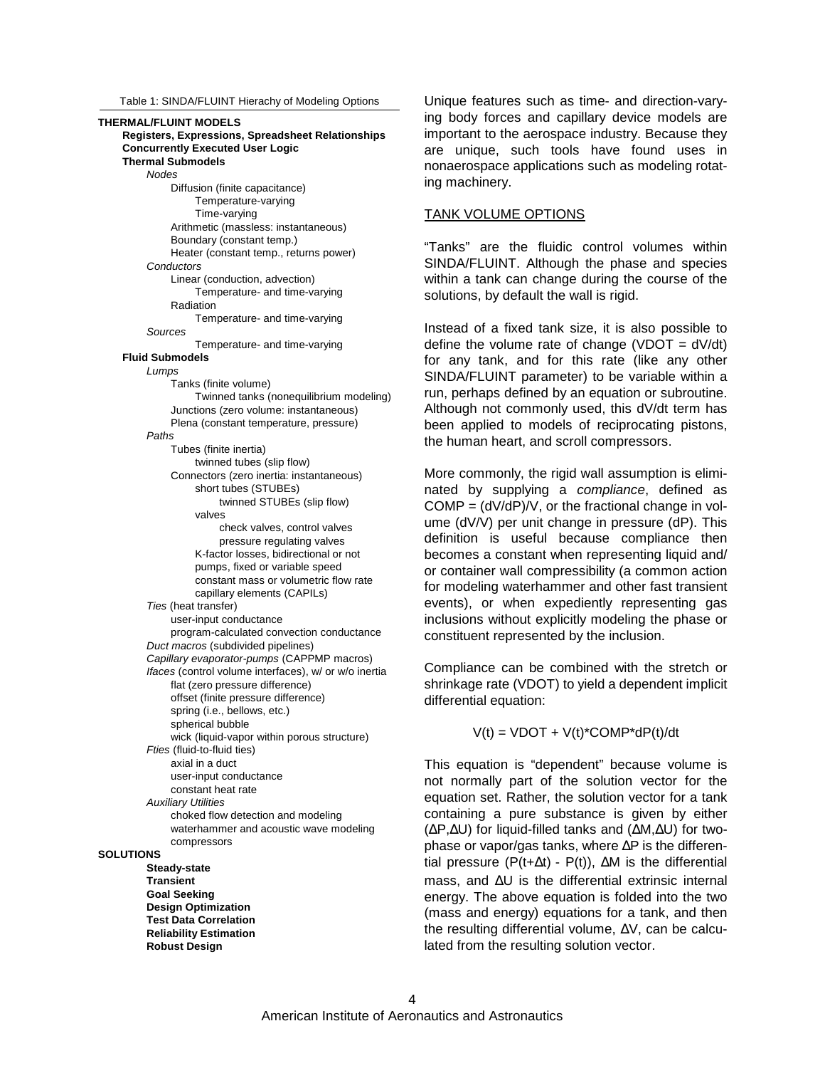Table 1: SINDA/FLUINT Hierachy of Modeling Options

- **THERMAL/FLUINT MODELS**
  - **Registers, Expressions, Spreadsheet Relationships**
  - **Concurrently Executed User Logic**
  - **Thermal Submodels**
    - *Nodes*
      - Diffusion (finite capacitance)
        - Temperature-varying
        - Time-varying
      - Arithmetic (massless: instantaneous)
      - Boundary (constant temp.)
      - Heater (constant temp., returns power)
    - *Conductors*
      - Linear (conduction, advection)
        - Temperature- and time-varying
      - Radiation
        - Temperature- and time-varying
    - *Sources*
      - Temperature- and time-varying
  - **Fluid Submodels**
    - *Lumps*
      - Tanks (finite volume)
        - Twinned tanks (nonequilibrium modeling)
      - Junctions (zero volume: instantaneous)
      - Plena (constant temperature, pressure)
    - *Paths*
      - Tubes (finite inertia)
        - twinned tubes (slip flow)
      - Connectors (zero inertia: instantaneous)
        - short tubes (STUBEs)
          - twinned STUBEs (slip flow)
        - valves
          - check valves, control valves
          - pressure regulating valves
        - K-factor losses, bidirectional or not
        - pumps, fixed or variable speed
        - constant mass or volumetric flow rate
        - capillary elements (CAPILs)
    - *Ties* (heat transfer)
      - user-input conductance
      - program-calculated convection conductance
    - *Duct macros* (subdivided pipelines)
    - *Capillary evaporator-pumps* (CAPPMP macros)
    - *Ifaces* (control volume interfaces), w/ or w/o inertia
      - flat (zero pressure difference)
      - offset (finite pressure difference)
      - spring (i.e., bellows, etc.)
      - spherical bubble
      - wick (liquid-vapor within porous structure)
    - *Fties* (fluid-to-fluid ties)
      - axial in a duct
      - user-input conductance
      - constant heat rate
    - *Auxiliary Utilities*
      - choked flow detection and modeling
      - waterhammer and acoustic wave modeling
      - compressors
- **SOLUTIONS**
  - **Steady-state**
  - **Transient**
  - **Goal Seeking**
  - **Design Optimization**
  - **Test Data Correlation**
  - **Reliability Estimation**
  - **Robust Design**

Unique features such as time- and direction-varying body forces and capillary device models are important to the aerospace industry. Because they are unique, such tools have found uses in nonaerospace applications such as modeling rotating machinery.

## TANK VOLUME OPTIONS

"Tanks" are the fluidic control volumes within SINDA/FLUINT. Although the phase and species within a tank can change during the course of the solutions, by default the wall is rigid.

Instead of a fixed tank size, it is also possible to define the volume rate of change (VDOT = dV/dt) for any tank, and for this rate (like any other SINDA/FLUINT parameter) to be variable within a run, perhaps defined by an equation or subroutine. Although not commonly used, this dV/dt term has been applied to models of reciprocating pistons, the human heart, and scroll compressors.

More commonly, the rigid wall assumption is eliminated by supplying a *compliance*, defined as COMP = (dV/dP)/V, or the fractional change in volume (dV/V) per unit change in pressure (dP). This definition is useful because compliance then becomes a constant when representing liquid and/or container wall compressibility (a common action for modeling waterhammer and other fast transient events), or when expediently representing gas inclusions without explicitly modeling the phase or constituent represented by the inclusion.

Compliance can be combined with the stretch or shrinkage rate (VDOT) to yield a dependent implicit differential equation:

$$V(t) = VDOT + V(t)*COMP*dP(t)/dt$$

This equation is "dependent" because volume is not normally part of the solution vector for the equation set. Rather, the solution vector for a tank containing a pure substance is given by either ($\Delta P$,$\Delta U$) for liquid-filled tanks and ($\Delta M$,$\Delta U$) for two-phase or vapor/gas tanks, where $\Delta P$ is the differential pressure ($P(t+\Delta t)$ - $P(t)$), $\Delta M$ is the differential mass, and $\Delta U$ is the differential extrinsic internal energy. The above equation is folded into the two (mass and energy) equations for a tank, and then the resulting differential volume, $\Delta V$, can be calculated from the resulting solution vector.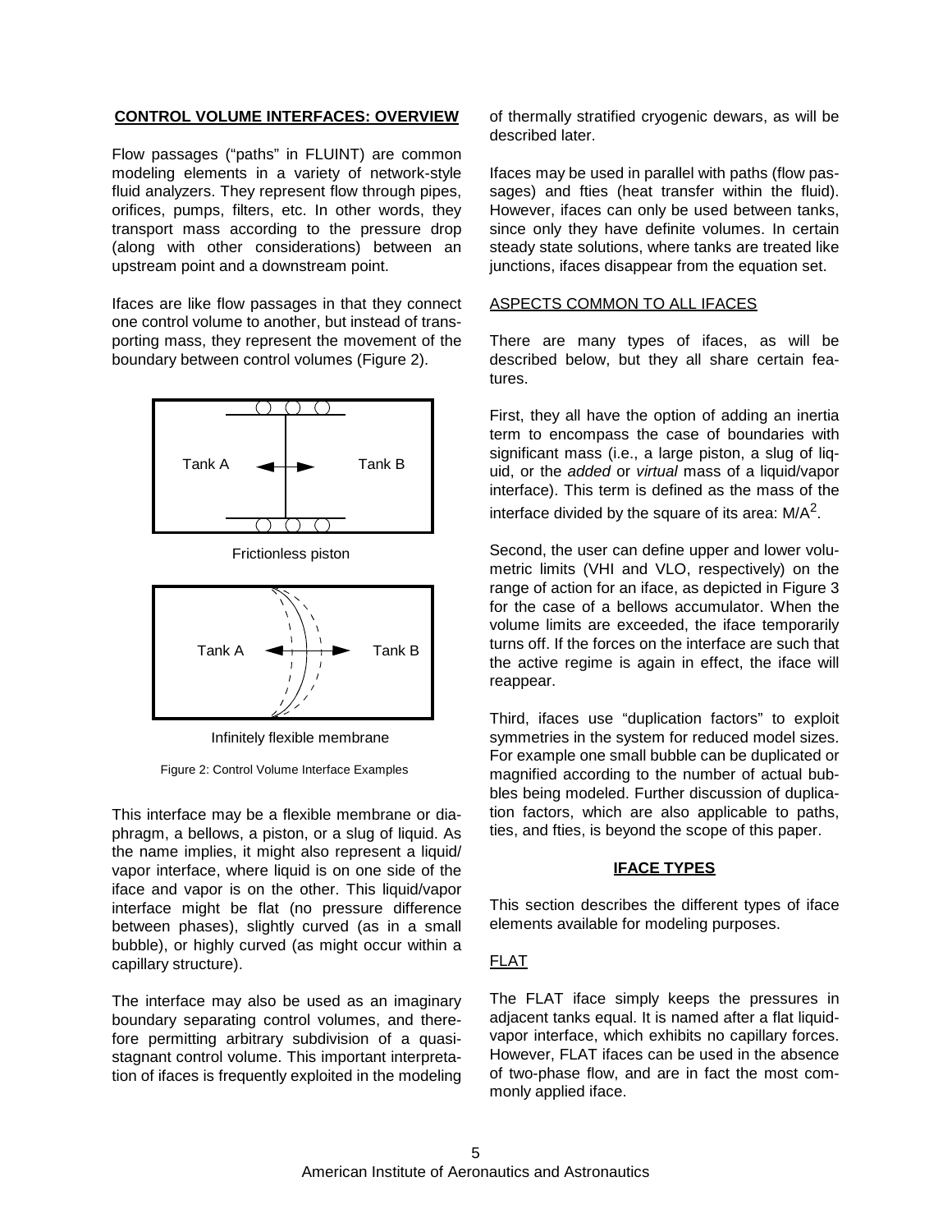**CONTROL VOLUME INTERFACES: OVERVIEW**

Flow passages ("paths" in FLUINT) are common modeling elements in a variety of network-style fluid analyzers. They represent flow through pipes, orifices, pumps, filters, etc. In other words, they transport mass according to the pressure drop (along with other considerations) between an upstream point and a downstream point.

Ifaces are like flow passages in that they connect one control volume to another, but instead of transporting mass, they represent the movement of the boundary between control volumes (Figure 2).

Tank A | Tank B

Frictionless piston

Tank A | Tank B

Infinitely flexible membrane

Figure 2: Control Volume Interface Examples

This interface may be a flexible membrane or diaphragm, a bellows, a piston, or a slug of liquid. As the name implies, it might also represent a liquid/vapor interface, where liquid is on one side of the iface and vapor is on the other. This liquid/vapor interface might be flat (no pressure difference between phases), slightly curved (as in a small bubble), or highly curved (as might occur within a capillary structure).

The interface may also be used as an imaginary boundary separating control volumes, and therefore permitting arbitrary subdivision of a quasi-stagnant control volume. This important interpretation of ifaces is frequently exploited in the modeling of thermally stratified cryogenic dewars, as will be described later.

Ifaces may be used in parallel with paths (flow passages) and fties (heat transfer within the fluid). However, ifaces can only be used between tanks, since only they have definite volumes. In certain steady state solutions, where tanks are treated like junctions, ifaces disappear from the equation set.

ASPECTS COMMON TO ALL IFACES

There are many types of ifaces, as will be described below, but they all share certain features.

First, they all have the option of adding an inertia term to encompass the case of boundaries with significant mass (i.e., a large piston, a slug of liquid, or the *added* or *virtual* mass of a liquid/vapor interface). This term is defined as the mass of the interface divided by the square of its area: $M/A^2$.

Second, the user can define upper and lower volumetric limits (VHI and VLO, respectively) on the range of action for an iface, as depicted in Figure 3 for the case of a bellows accumulator. When the volume limits are exceeded, the iface temporarily turns off. If the forces on the interface are such that the active regime is again in effect, the iface will reappear.

Third, ifaces use "duplication factors" to exploit symmetries in the system for reduced model sizes. For example one small bubble can be duplicated or magnified according to the number of actual bubbles being modeled. Further discussion of duplication factors, which are also applicable to paths, ties, and fties, is beyond the scope of this paper.

**IFACE TYPES**

This section describes the different types of iface elements available for modeling purposes.

FLAT

The FLAT iface simply keeps the pressures in adjacent tanks equal. It is named after a flat liquid-vapor interface, which exhibits no capillary forces. However, FLAT ifaces can be used in the absence of two-phase flow, and are in fact the most commonly applied iface.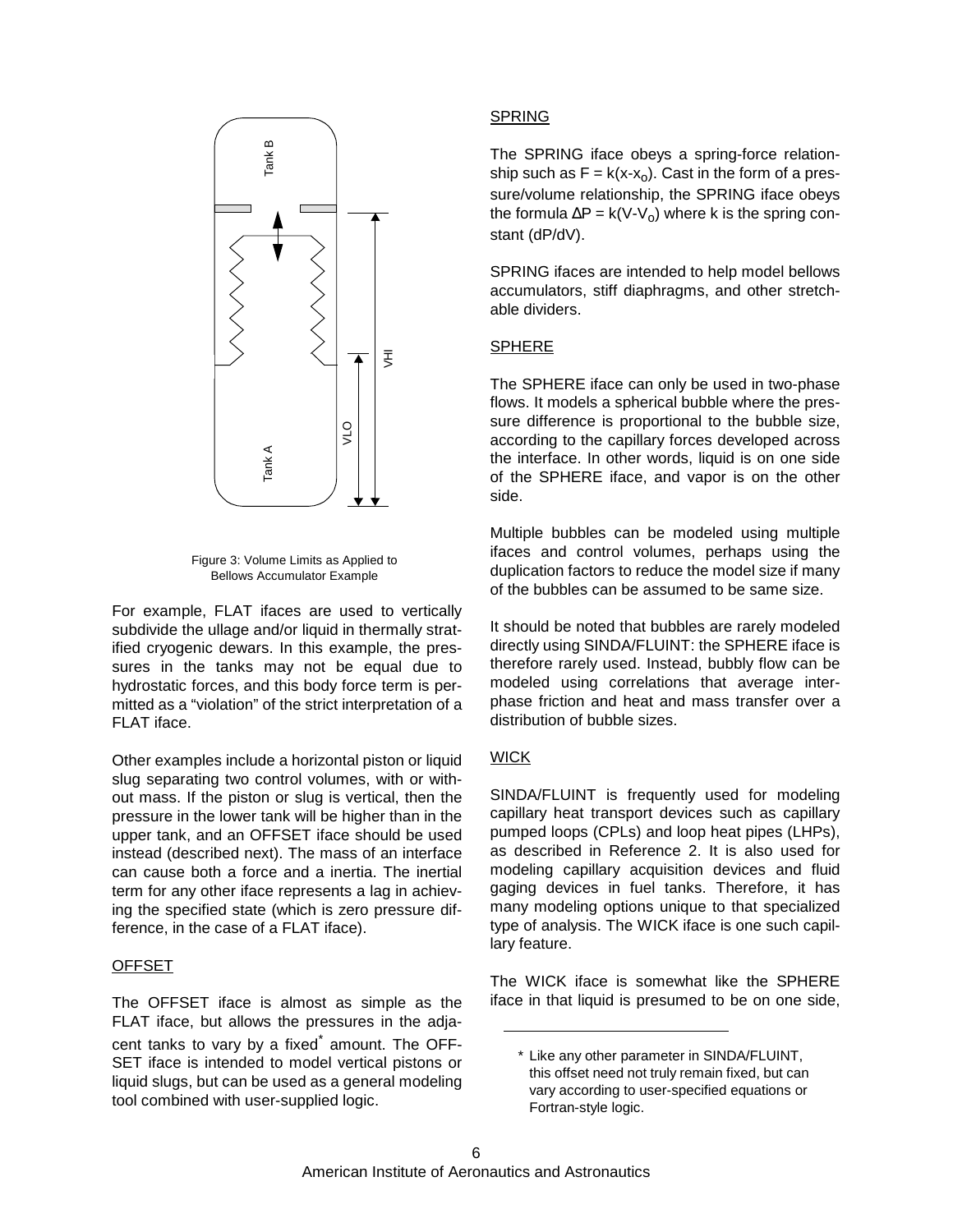Figure 3: Volume Limits as Applied to Bellows Accumulator Example

For example, FLAT ifaces are used to vertically subdivide the ullage and/or liquid in thermally stratified cryogenic dewars. In this example, the pressures in the tanks may not be equal due to hydrostatic forces, and this body force term is permitted as a "violation" of the strict interpretation of a FLAT iface.

Other examples include a horizontal piston or liquid slug separating two control volumes, with or without mass. If the piston or slug is vertical, then the pressure in the lower tank will be higher than in the upper tank, and an OFFSET iface should be used instead (described next). The mass of an interface can cause both a force and a inertia. The inertial term for any other iface represents a lag in achieving the specified state (which is zero pressure difference, in the case of a FLAT iface).

### OFFSET

The OFFSET iface is almost as simple as the FLAT iface, but allows the pressures in the adjacent tanks to vary by a fixed* amount. The OFFSET iface is intended to model vertical pistons or liquid slugs, but can be used as a general modeling tool combined with user-supplied logic.

### SPRING

The SPRING iface obeys a spring-force relationship such as $F = k(x-x_o)$. Cast in the form of a pressure/volume relationship, the SPRING iface obeys the formula $\Delta P = k(V-V_o)$ where k is the spring constant (dP/dV).

SPRING ifaces are intended to help model bellows accumulators, stiff diaphragms, and other stretchable dividers.

### SPHERE

The SPHERE iface can only be used in two-phase flows. It models a spherical bubble where the pressure difference is proportional to the bubble size, according to the capillary forces developed across the interface. In other words, liquid is on one side of the SPHERE iface, and vapor is on the other side.

Multiple bubbles can be modeled using multiple ifaces and control volumes, perhaps using the duplication factors to reduce the model size if many of the bubbles can be assumed to be same size.

It should be noted that bubbles are rarely modeled directly using SINDA/FLUINT: the SPHERE iface is therefore rarely used. Instead, bubbly flow can be modeled using correlations that average interphase friction and heat and mass transfer over a distribution of bubble sizes.

### WICK

SINDA/FLUINT is frequently used for modeling capillary heat transport devices such as capillary pumped loops (CPLs) and loop heat pipes (LHPs), as described in Reference 2. It is also used for modeling capillary acquisition devices and fluid gaging devices in fuel tanks. Therefore, it has many modeling options unique to that specialized type of analysis. The WICK iface is one such capillary feature.

The WICK iface is somewhat like the SPHERE iface in that liquid is presumed to be on one side,

---

* Like any other parameter in SINDA/FLUINT, this offset need not truly remain fixed, but can vary according to user-specified equations or Fortran-style logic.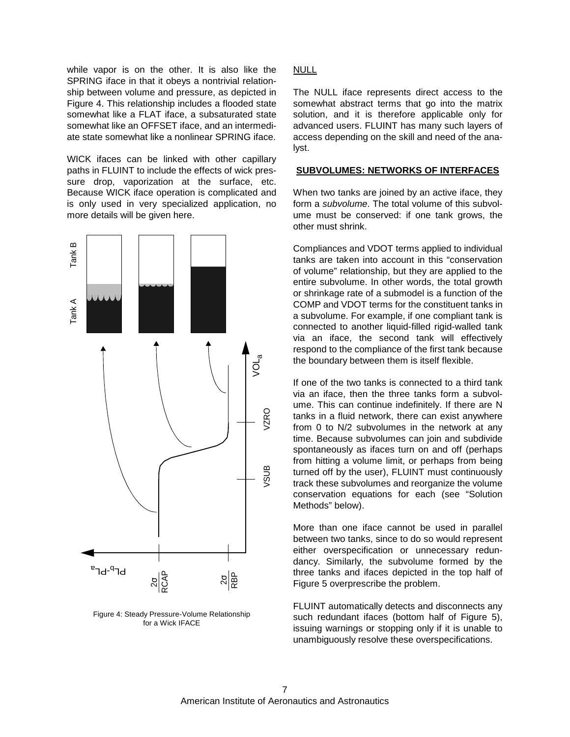while vapor is on the other. It is also like the SPRING iface in that it obeys a nontrivial relationship between volume and pressure, as depicted in Figure 4. This relationship includes a flooded state somewhat like a FLAT iface, a subsaturated state somewhat like an OFFSET iface, and an intermediate state somewhat like a nonlinear SPRING iface.

WICK ifaces can be linked with other capillary paths in FLUINT to include the effects of wick pressure drop, vaporization at the surface, etc. Because WICK iface operation is complicated and is only used in very specialized application, no more details will be given here.

Figure 4: Steady Pressure-Volume Relationship for a Wick IFACE

NULL

The NULL iface represents direct access to the somewhat abstract terms that go into the matrix solution, and it is therefore applicable only for advanced users. FLUINT has many such layers of access depending on the skill and need of the analyst.

## SUBVOLUMES: NETWORKS OF INTERFACES

When two tanks are joined by an active iface, they form a *subvolume*. The total volume of this subvolume must be conserved: if one tank grows, the other must shrink.

Compliances and VDOT terms applied to individual tanks are taken into account in this "conservation of volume" relationship, but they are applied to the entire subvolume. In other words, the total growth or shrinkage rate of a submodel is a function of the COMP and VDOT terms for the constituent tanks in a subvolume. For example, if one compliant tank is connected to another liquid-filled rigid-walled tank via an iface, the second tank will effectively respond to the compliance of the first tank because the boundary between them is itself flexible.

If one of the two tanks is connected to a third tank via an iface, then the three tanks form a subvolume. This can continue indefinitely. If there are N tanks in a fluid network, there can exist anywhere from 0 to N/2 subvolumes in the network at any time. Because subvolumes can join and subdivide spontaneously as ifaces turn on and off (perhaps from hitting a volume limit, or perhaps from being turned off by the user), FLUINT must continuously track these subvolumes and reorganize the volume conservation equations for each (see "Solution Methods" below).

More than one iface cannot be used in parallel between two tanks, since to do so would represent either overspecification or unnecessary redundancy. Similarly, the subvolume formed by the three tanks and ifaces depicted in the top half of Figure 5 overprescribe the problem.

FLUINT automatically detects and disconnects any such redundant ifaces (bottom half of Figure 5), issuing warnings or stopping only if it is unable to unambiguously resolve these overspecifications.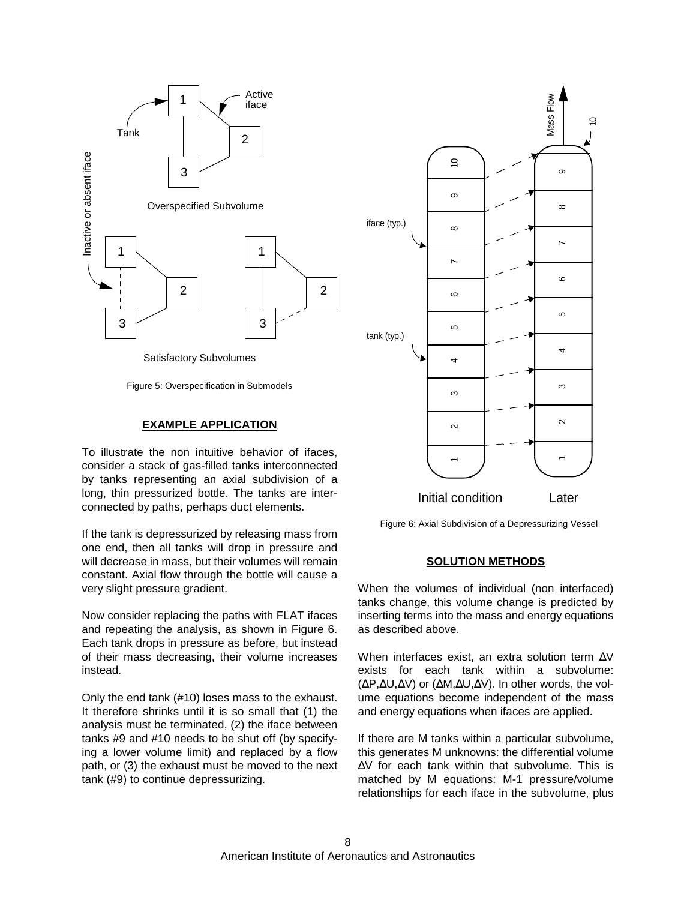Figure 5: Overspecification in Submodels

## EXAMPLE APPLICATION

To illustrate the non intuitive behavior of ifaces, consider a stack of gas-filled tanks interconnected by tanks representing an axial subdivision of a long, thin pressurized bottle. The tanks are interconnected by paths, perhaps duct elements.

If the tank is depressurized by releasing mass from one end, then all tanks will drop in pressure and will decrease in mass, but their volumes will remain constant. Axial flow through the bottle will cause a very slight pressure gradient.

Now consider replacing the paths with FLAT ifaces and repeating the analysis, as shown in Figure 6. Each tank drops in pressure as before, but instead of their mass decreasing, their volume increases instead.

Only the end tank (#10) loses mass to the exhaust. It therefore shrinks until it is so small that (1) the analysis must be terminated, (2) the iface between tanks #9 and #10 needs to be shut off (by specifying a lower volume limit) and replaced by a flow path, or (3) the exhaust must be moved to the next tank (#9) to continue depressurizing.

Figure 6: Axial Subdivision of a Depressurizing Vessel

## SOLUTION METHODS

When the volumes of individual (non interfaced) tanks change, this volume change is predicted by inserting terms into the mass and energy equations as described above.

When interfaces exist, an extra solution term $\Delta V$ exists for each tank within a subvolume: ($\Delta P$,$\Delta U$,$\Delta V$) or ($\Delta M$,$\Delta U$,$\Delta V$). In other words, the volume equations become independent of the mass and energy equations when ifaces are applied.

If there are M tanks within a particular subvolume, this generates M unknowns: the differential volume $\Delta V$ for each tank within that subvolume. This is matched by M equations: M-1 pressure/volume relationships for each iface in the subvolume, plus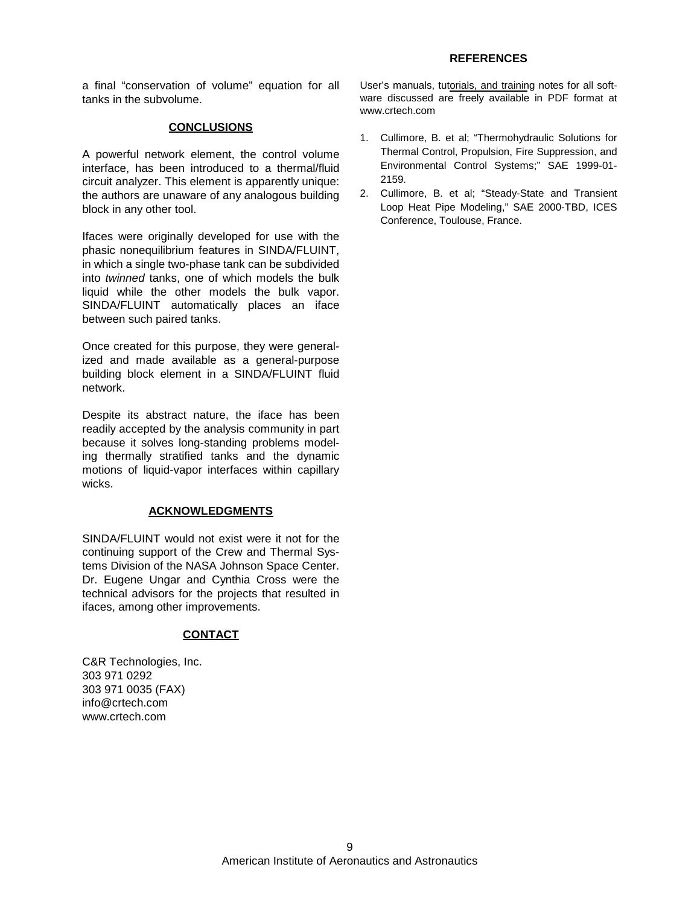a final "conservation of volume" equation for all tanks in the subvolume.

## CONCLUSIONS

A powerful network element, the control volume interface, has been introduced to a thermal/fluid circuit analyzer. This element is apparently unique: the authors are unaware of any analogous building block in any other tool.

Ifaces were originally developed for use with the phasic nonequilibrium features in SINDA/FLUINT, in which a single two-phase tank can be subdivided into *twinned* tanks, one of which models the bulk liquid while the other models the bulk vapor. SINDA/FLUINT automatically places an iface between such paired tanks.

Once created for this purpose, they were generalized and made available as a general-purpose building block element in a SINDA/FLUINT fluid network.

Despite its abstract nature, the iface has been readily accepted by the analysis community in part because it solves long-standing problems modeling thermally stratified tanks and the dynamic motions of liquid-vapor interfaces within capillary wicks.

## ACKNOWLEDGMENTS

SINDA/FLUINT would not exist were it not for the continuing support of the Crew and Thermal Systems Division of the NASA Johnson Space Center. Dr. Eugene Ungar and Cynthia Cross were the technical advisors for the projects that resulted in ifaces, among other improvements.

## CONTACT

C&R Technologies, Inc.
303 971 0292
303 971 0035 (FAX)
info@crtech.com
www.crtech.com

## REFERENCES

User's manuals, tutorials, and training notes for all software discussed are freely available in PDF format at www.crtech.com

1. Cullimore, B. et al; "Thermohydraulic Solutions for Thermal Control, Propulsion, Fire Suppression, and Environmental Control Systems;" SAE 1999-01-2159.
2. Cullimore, B. et al; "Steady-State and Transient Loop Heat Pipe Modeling," SAE 2000-TBD, ICES Conference, Toulouse, France.